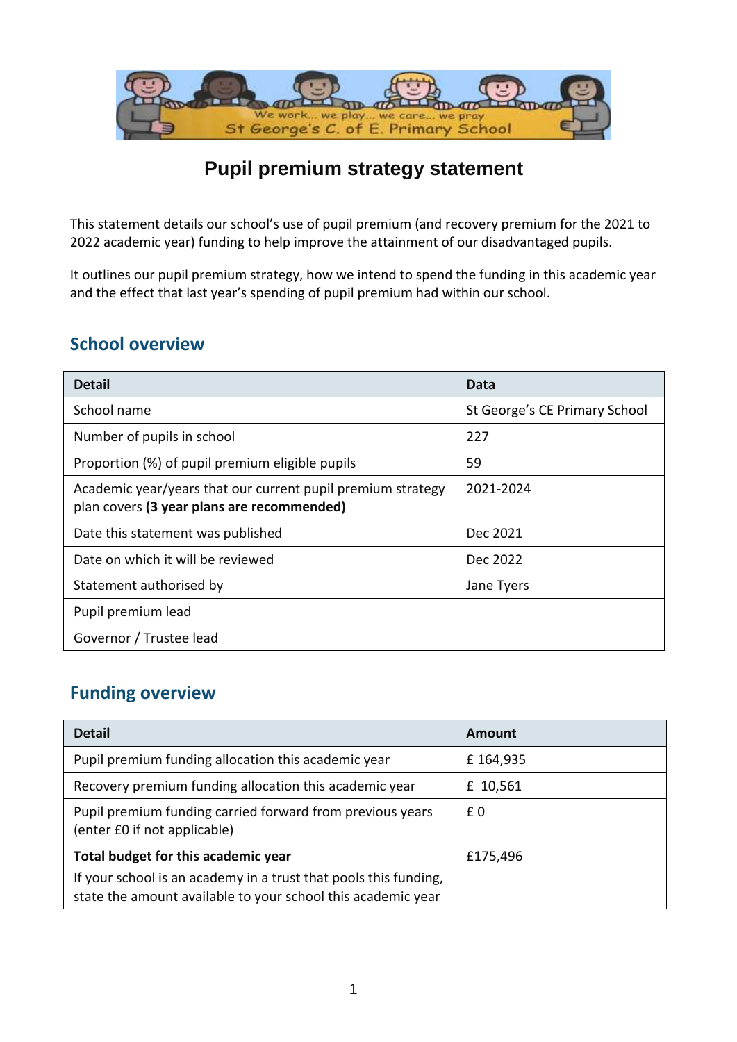# Pupil premium strategy statement

This statement details our school's use of pupil premium (and recovery premium for the 2021 to 2022 academic year) funding to help improve the attainment of our disadvantaged pupils.

It outlines our pupil premium strategy, how we intend to spend the funding in this academic year and the effect that last year's spending of pupil premium had within our school.

## School overview

| Detail | Data |
|---|---|
| School name | St George's CE Primary School |
| Number of pupils in school | 227 |
| Proportion (%) of pupil premium eligible pupils | 59 |
| Academic year/years that our current pupil premium strategy plan covers **(3 year plans are recommended)** | 2021-2024 |
| Date this statement was published | Dec 2021 |
| Date on which it will be reviewed | Dec 2022 |
| Statement authorised by | Jane Tyers |
| Pupil premium lead | |
| Governor / Trustee lead | |

## Funding overview

| Detail | Amount |
|---|---|
| Pupil premium funding allocation this academic year | £ 164,935 |
| Recovery premium funding allocation this academic year | £ 10,561 |
| Pupil premium funding carried forward from previous years (enter £0 if not applicable) | £ 0 |
| **Total budget for this academic year**<br>If your school is an academy in a trust that pools this funding, state the amount available to your school this academic year | £175,496 |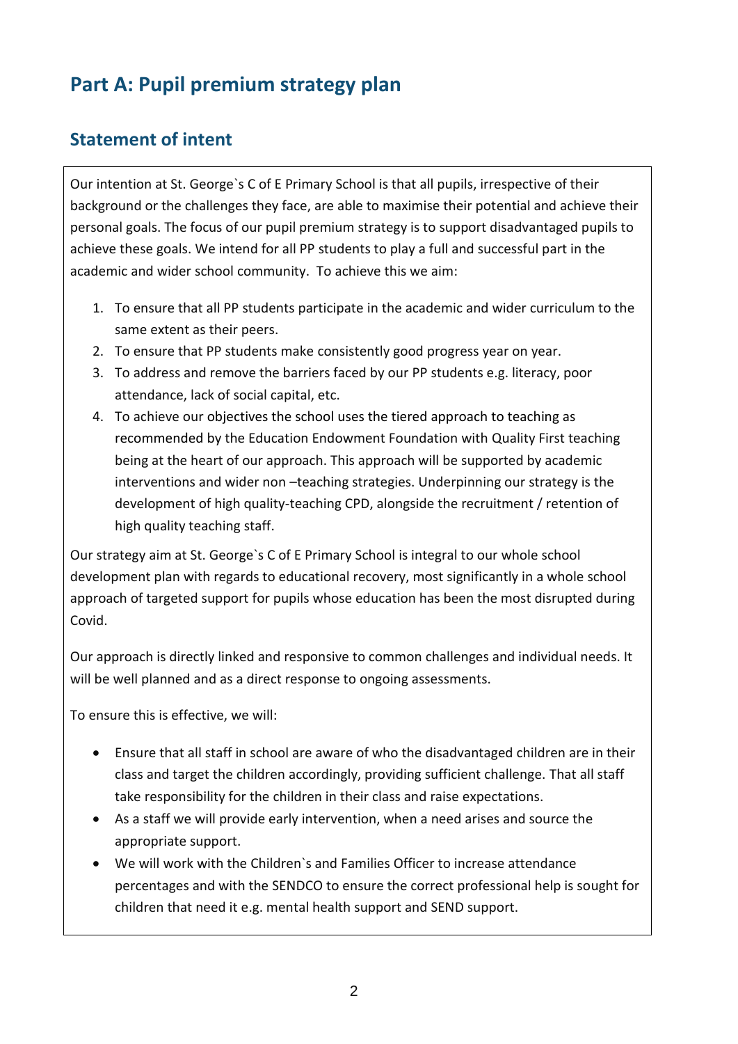# Part A: Pupil premium strategy plan

## Statement of intent

Our intention at St. George`s C of E Primary School is that all pupils, irrespective of their background or the challenges they face, are able to maximise their potential and achieve their personal goals. The focus of our pupil premium strategy is to support disadvantaged pupils to achieve these goals. We intend for all PP students to play a full and successful part in the academic and wider school community. To achieve this we aim:

1. To ensure that all PP students participate in the academic and wider curriculum to the same extent as their peers.
2. To ensure that PP students make consistently good progress year on year.
3. To address and remove the barriers faced by our PP students e.g. literacy, poor attendance, lack of social capital, etc.
4. To achieve our objectives the school uses the tiered approach to teaching as recommended by the Education Endowment Foundation with Quality First teaching being at the heart of our approach. This approach will be supported by academic interventions and wider non –teaching strategies. Underpinning our strategy is the development of high quality-teaching CPD, alongside the recruitment / retention of high quality teaching staff.

Our strategy aim at St. George`s C of E Primary School is integral to our whole school development plan with regards to educational recovery, most significantly in a whole school approach of targeted support for pupils whose education has been the most disrupted during Covid.

Our approach is directly linked and responsive to common challenges and individual needs. It will be well planned and as a direct response to ongoing assessments.

To ensure this is effective, we will:

- Ensure that all staff in school are aware of who the disadvantaged children are in their class and target the children accordingly, providing sufficient challenge. That all staff take responsibility for the children in their class and raise expectations.
- As a staff we will provide early intervention, when a need arises and source the appropriate support.
- We will work with the Children`s and Families Officer to increase attendance percentages and with the SENDCO to ensure the correct professional help is sought for children that need it e.g. mental health support and SEND support.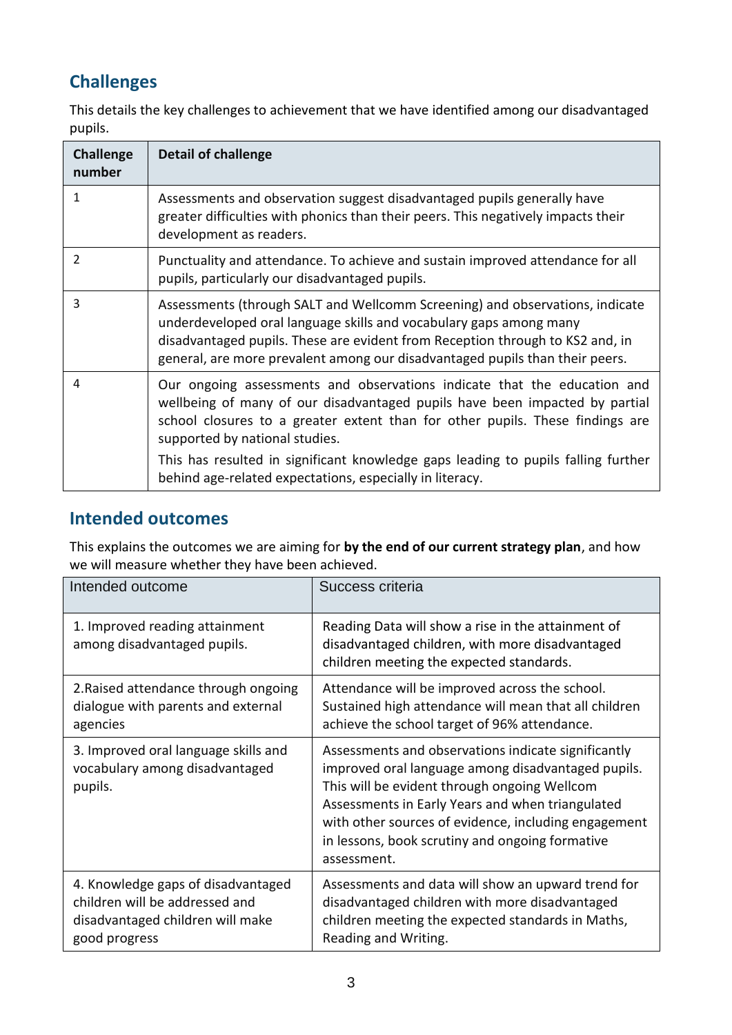## Challenges

This details the key challenges to achievement that we have identified among our disadvantaged pupils.

| Challenge number | Detail of challenge |
|---|---|
| 1 | Assessments and observation suggest disadvantaged pupils generally have greater difficulties with phonics than their peers. This negatively impacts their development as readers. |
| 2 | Punctuality and attendance. To achieve and sustain improved attendance for all pupils, particularly our disadvantaged pupils. |
| 3 | Assessments (through SALT and Wellcomm Screening) and observations, indicate underdeveloped oral language skills and vocabulary gaps among many disadvantaged pupils. These are evident from Reception through to KS2 and, in general, are more prevalent among our disadvantaged pupils than their peers. |
| 4 | Our ongoing assessments and observations indicate that the education and wellbeing of many of our disadvantaged pupils have been impacted by partial school closures to a greater extent than for other pupils. These findings are supported by national studies.<br><br>This has resulted in significant knowledge gaps leading to pupils falling further behind age-related expectations, especially in literacy. |

## Intended outcomes

This explains the outcomes we are aiming for **by the end of our current strategy plan**, and how we will measure whether they have been achieved.

| Intended outcome | Success criteria |
|---|---|
| 1. Improved reading attainment among disadvantaged pupils. | Reading Data will show a rise in the attainment of disadvantaged children, with more disadvantaged children meeting the expected standards. |
| 2.Raised attendance through ongoing dialogue with parents and external agencies | Attendance will be improved across the school. Sustained high attendance will mean that all children achieve the school target of 96% attendance. |
| 3. Improved oral language skills and vocabulary among disadvantaged pupils. | Assessments and observations indicate significantly improved oral language among disadvantaged pupils. This will be evident through ongoing Wellcom Assessments in Early Years and when triangulated with other sources of evidence, including engagement in lessons, book scrutiny and ongoing formative assessment. |
| 4. Knowledge gaps of disadvantaged children will be addressed and disadvantaged children will make good progress | Assessments and data will show an upward trend for disadvantaged children with more disadvantaged children meeting the expected standards in Maths, Reading and Writing. |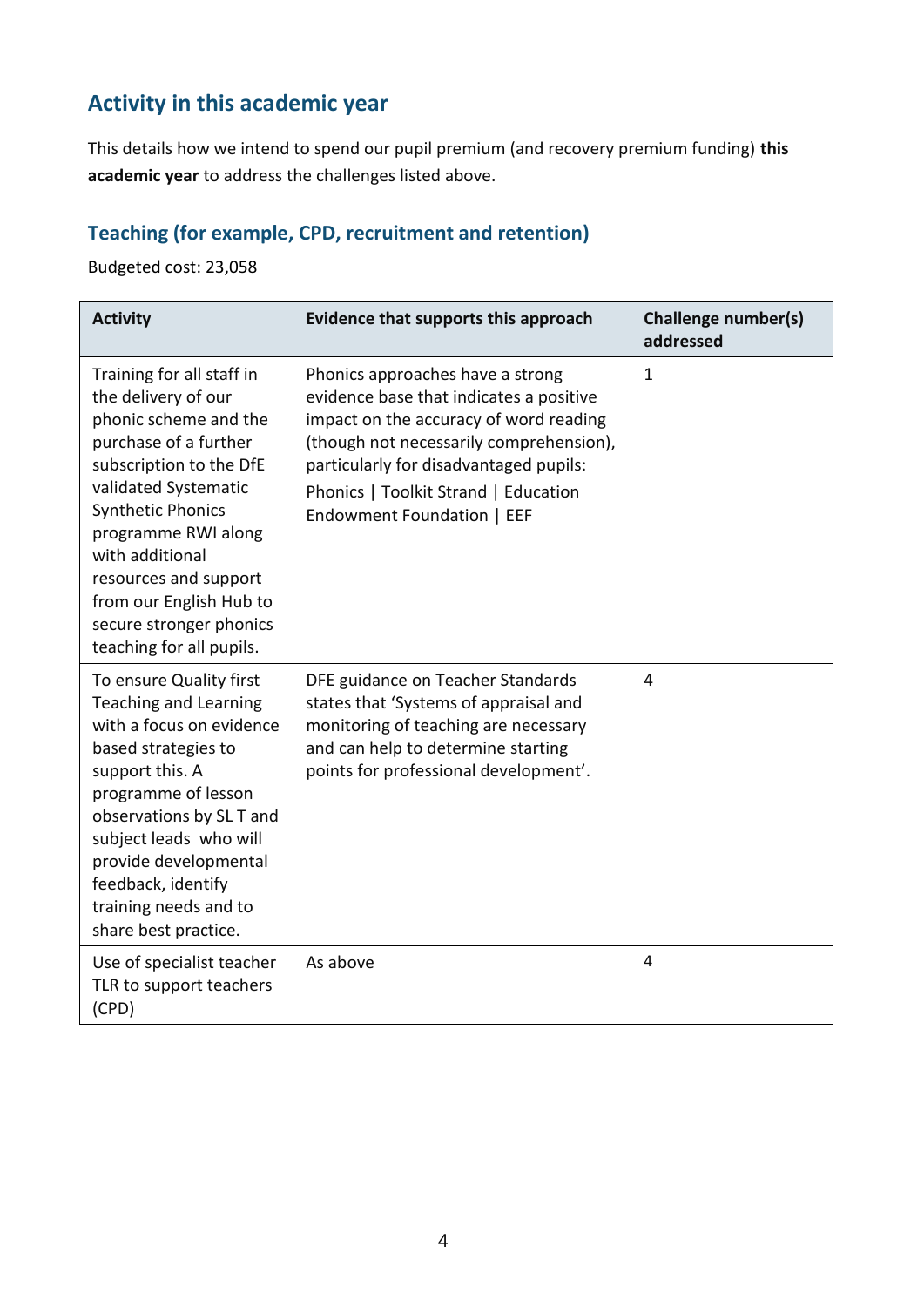## Activity in this academic year

This details how we intend to spend our pupil premium (and recovery premium funding) **this academic year** to address the challenges listed above.

### Teaching (for example, CPD, recruitment and retention)

Budgeted cost: 23,058

| Activity | Evidence that supports this approach | Challenge number(s) addressed |
|---|---|---|
| Training for all staff in the delivery of our phonic scheme and the purchase of a further subscription to the DfE validated Systematic Synthetic Phonics programme RWI along with additional resources and support from our English Hub to secure stronger phonics teaching for all pupils. | Phonics approaches have a strong evidence base that indicates a positive impact on the accuracy of word reading (though not necessarily comprehension), particularly for disadvantaged pupils:<br>Phonics \| Toolkit Strand \| Education Endowment Foundation \| EEF | 1 |
| To ensure Quality first Teaching and Learning with a focus on evidence based strategies to support this. A programme of lesson observations by SL T and subject leads who will provide developmental feedback, identify training needs and to share best practice. | DFE guidance on Teacher Standards states that 'Systems of appraisal and monitoring of teaching are necessary and can help to determine starting points for professional development'. | 4 |
| Use of specialist teacher TLR to support teachers (CPD) | As above | 4 |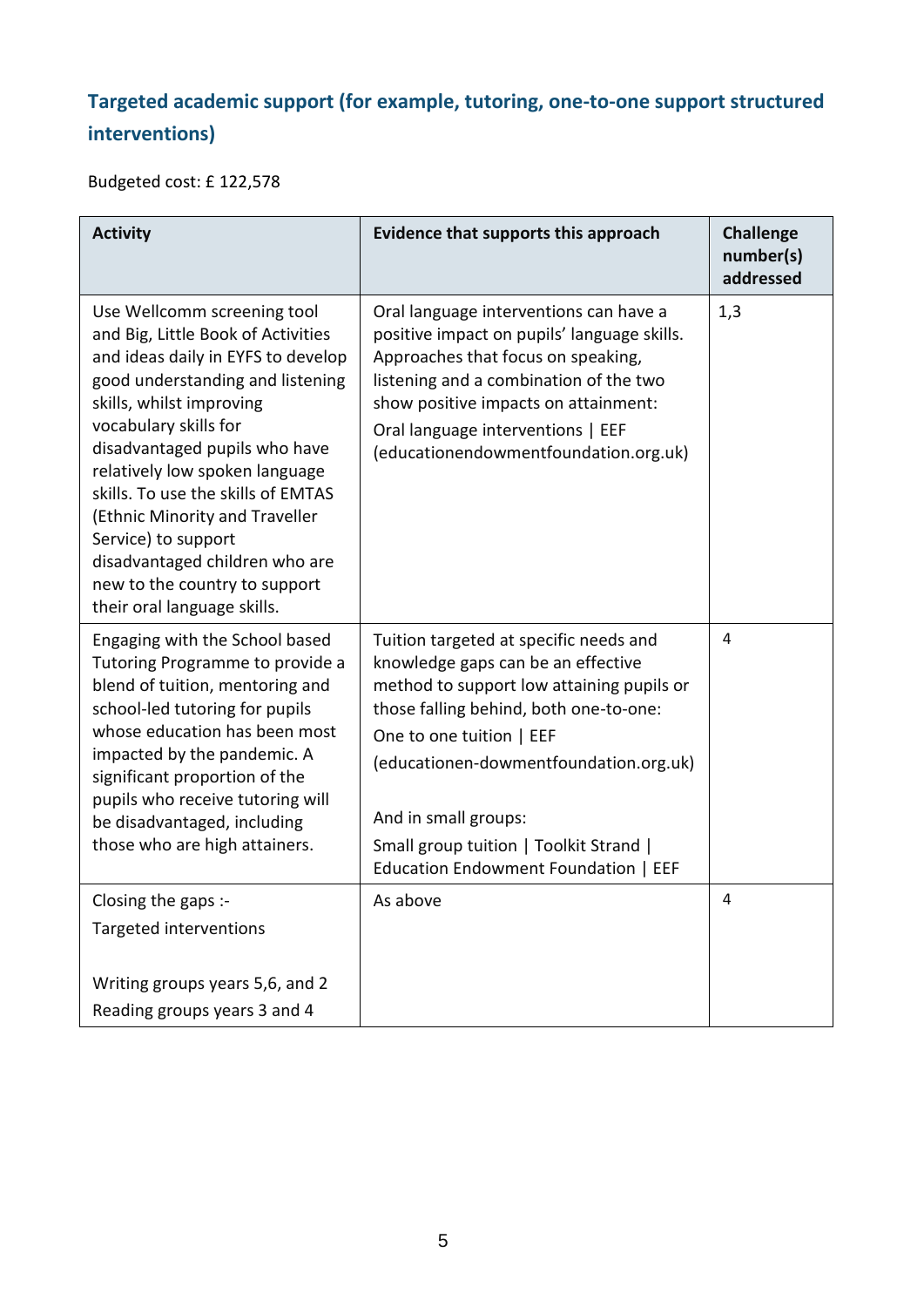## Targeted academic support (for example, tutoring, one-to-one support structured interventions)

Budgeted cost: £ 122,578

| Activity | Evidence that supports this approach | Challenge number(s) addressed |
|---|---|---|
| Use Wellcomm screening tool and Big, Little Book of Activities and ideas daily in EYFS to develop good understanding and listening skills, whilst improving vocabulary skills for disadvantaged pupils who have relatively low spoken language skills. To use the skills of EMTAS (Ethnic Minority and Traveller Service) to support disadvantaged children who are new to the country to support their oral language skills. | Oral language interventions can have a positive impact on pupils' language skills. Approaches that focus on speaking, listening and a combination of the two show positive impacts on attainment:<br>Oral language interventions \| EEF (educationendowmentfoundation.org.uk) | 1,3 |
| Engaging with the School based Tutoring Programme to provide a blend of tuition, mentoring and school-led tutoring for pupils whose education has been most impacted by the pandemic. A significant proportion of the pupils who receive tutoring will be disadvantaged, including those who are high attainers. | Tuition targeted at specific needs and knowledge gaps can be an effective method to support low attaining pupils or those falling behind, both one-to-one:<br>One to one tuition \| EEF (educationen-dowmentfoundation.org.uk)<br><br>And in small groups:<br>Small group tuition \| Toolkit Strand \| Education Endowment Foundation \| EEF | 4 |
| Closing the gaps :-<br>Targeted interventions<br><br>Writing groups years 5,6, and 2<br>Reading groups years 3 and 4 | As above | 4 |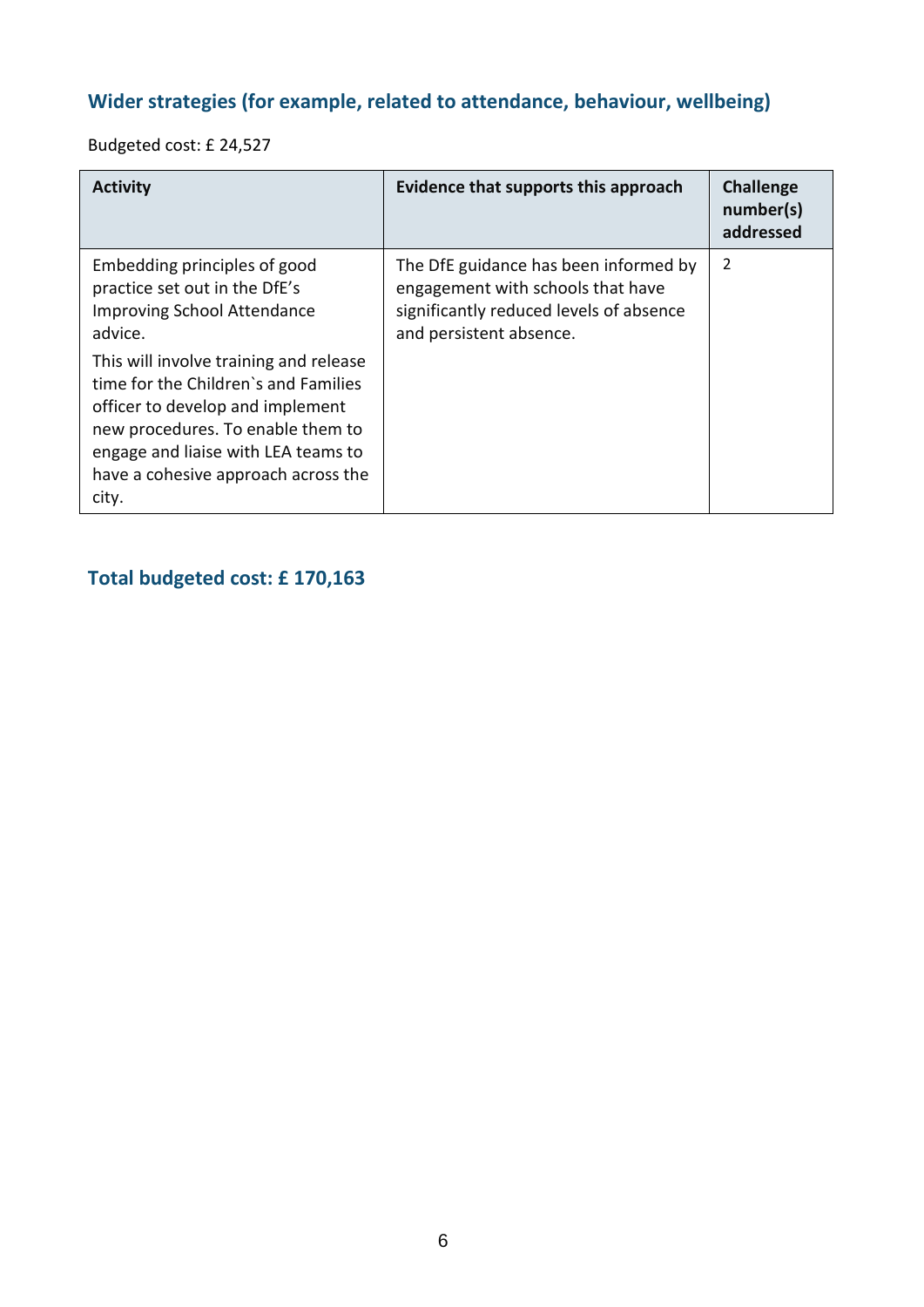## Wider strategies (for example, related to attendance, behaviour, wellbeing)

Budgeted cost: £ 24,527

| Activity | Evidence that supports this approach | Challenge number(s) addressed |
|---|---|---|
| Embedding principles of good practice set out in the DfE's Improving School Attendance advice.<br><br>This will involve training and release time for the Children`s and Families officer to develop and implement new procedures. To enable them to engage and liaise with LEA teams to have a cohesive approach across the city. | The DfE guidance has been informed by engagement with schools that have significantly reduced levels of absence and persistent absence. | 2 |

## Total budgeted cost: £ 170,163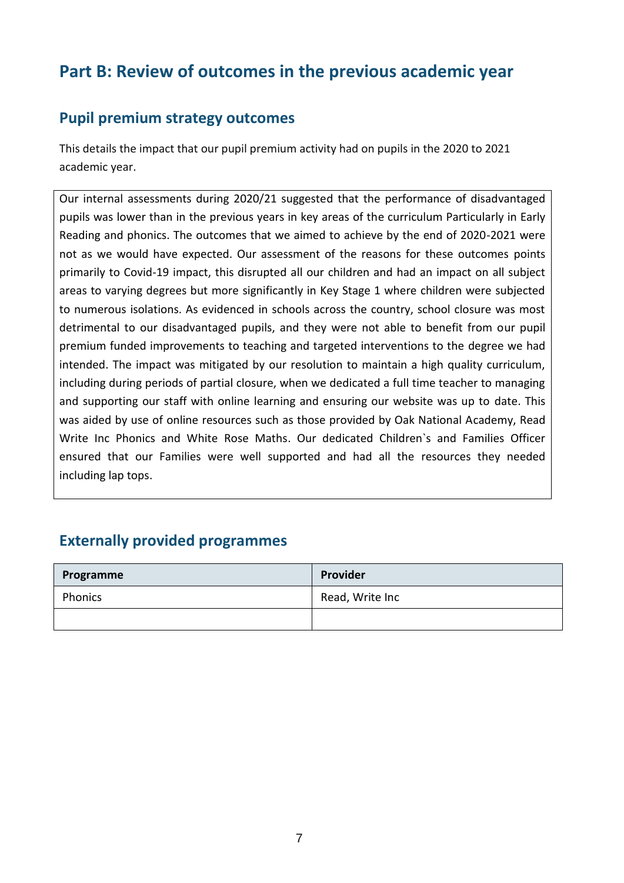# Part B: Review of outcomes in the previous academic year

## Pupil premium strategy outcomes

This details the impact that our pupil premium activity had on pupils in the 2020 to 2021 academic year.

Our internal assessments during 2020/21 suggested that the performance of disadvantaged pupils was lower than in the previous years in key areas of the curriculum Particularly in Early Reading and phonics. The outcomes that we aimed to achieve by the end of 2020-2021 were not as we would have expected. Our assessment of the reasons for these outcomes points primarily to Covid-19 impact, this disrupted all our children and had an impact on all subject areas to varying degrees but more significantly in Key Stage 1 where children were subjected to numerous isolations. As evidenced in schools across the country, school closure was most detrimental to our disadvantaged pupils, and they were not able to benefit from our pupil premium funded improvements to teaching and targeted interventions to the degree we had intended. The impact was mitigated by our resolution to maintain a high quality curriculum, including during periods of partial closure, when we dedicated a full time teacher to managing and supporting our staff with online learning and ensuring our website was up to date. This was aided by use of online resources such as those provided by Oak National Academy, Read Write Inc Phonics and White Rose Maths. Our dedicated Children`s and Families Officer ensured that our Families were well supported and had all the resources they needed including lap tops.

## Externally provided programmes

| Programme | Provider |
|---|---|
| Phonics | Read, Write Inc |
| | |